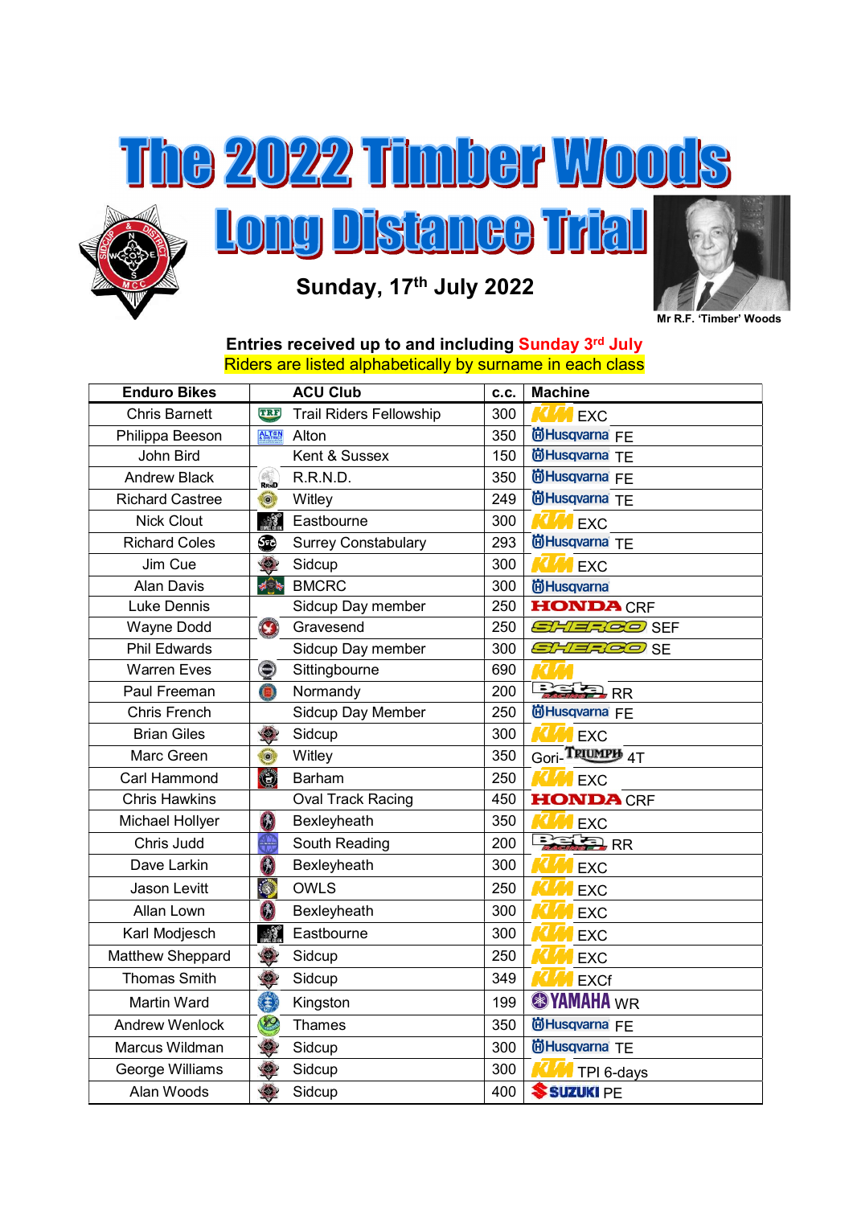# The 2022 Timber Woods

# Long Distance Trial

**Sunday, 17th July 2022**

Mr R.F. 'Timber' Woods

**Entries received up to and including Sunday 3rd July**

Riders are listed alphabetically by surname in each class

| Enduro Bikes | ACU Club | c.c. | Machine |
|---|---|---|---|
| Chris Barnett | Trail Riders Fellowship | 300 | KTM EXC |
| Philippa Beeson | Alton | 350 | Husqvarna FE |
| John Bird | Kent & Sussex | 150 | Husqvarna TE |
| Andrew Black | R.R.N.D. | 350 | Husqvarna FE |
| Richard Castree | Witley | 249 | Husqvarna TE |
| Nick Clout | Eastbourne | 300 | KTM EXC |
| Richard Coles | Surrey Constabulary | 293 | Husqvarna TE |
| Jim Cue | Sidcup | 300 | KTM EXC |
| Alan Davis | BMCRC | 300 | Husqvarna |
| Luke Dennis | Sidcup Day member | 250 | HONDA CRF |
| Wayne Dodd | Gravesend | 250 | SHERCO SEF |
| Phil Edwards | Sidcup Day member | 300 | SHERCO SE |
| Warren Eves | Sittingbourne | 690 | KTM |
| Paul Freeman | Normandy | 200 | Beta RR |
| Chris French | Sidcup Day Member | 250 | Husqvarna FE |
| Brian Giles | Sidcup | 300 | KTM EXC |
| Marc Green | Witley | 350 | Gori-TRIUMPH 4T |
| Carl Hammond | Barham | 250 | KTM EXC |
| Chris Hawkins | Oval Track Racing | 450 | HONDA CRF |
| Michael Hollyer | Bexleyheath | 350 | KTM EXC |
| Chris Judd | South Reading | 200 | Beta RR |
| Dave Larkin | Bexleyheath | 300 | KTM EXC |
| Jason Levitt | OWLS | 250 | KTM EXC |
| Allan Lown | Bexleyheath | 300 | KTM EXC |
| Karl Modjesch | Eastbourne | 300 | KTM EXC |
| Matthew Sheppard | Sidcup | 250 | KTM EXC |
| Thomas Smith | Sidcup | 349 | KTM EXCf |
| Martin Ward | Kingston | 199 | YAMAHA WR |
| Andrew Wenlock | Thames | 350 | Husqvarna FE |
| Marcus Wildman | Sidcup | 300 | Husqvarna TE |
| George Williams | Sidcup | 300 | KTM TPI 6-days |
| Alan Woods | Sidcup | 400 | SUZUKI PE |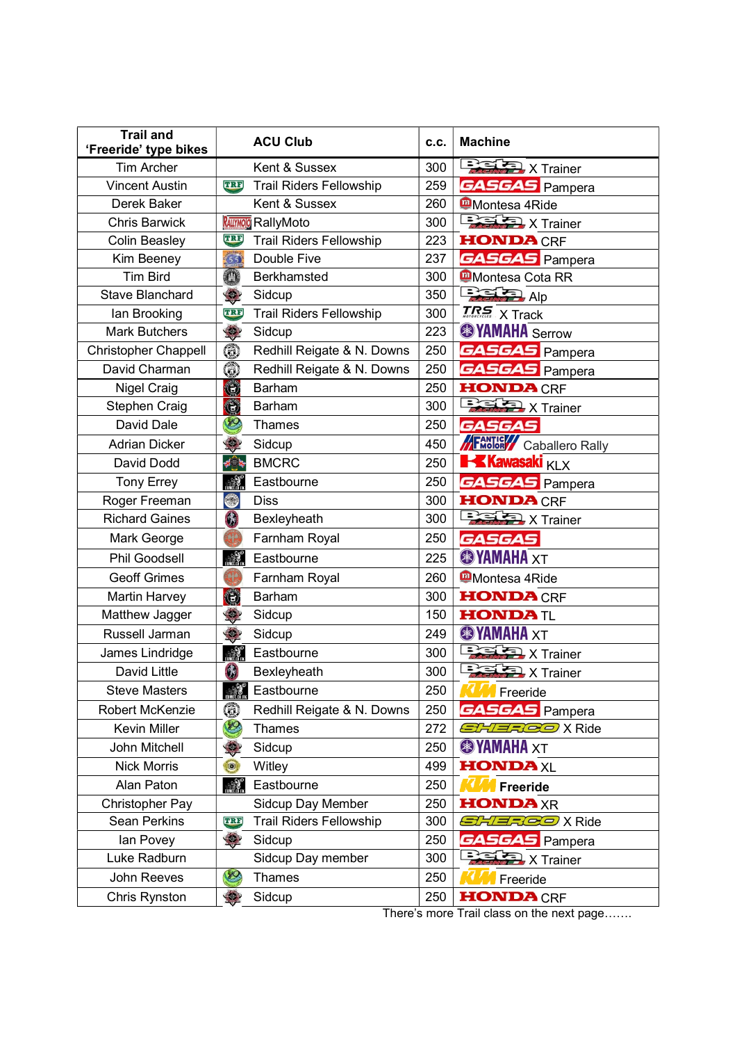| Trail and 'Freeride' type bikes | ACU Club | c.c. | Machine |
|---|---|---|---|
| Tim Archer | Kent & Sussex | 300 | Beta X Trainer |
| Vincent Austin | Trail Riders Fellowship | 259 | GASGAS Pampera |
| Derek Baker | Kent & Sussex | 260 | Montesa 4Ride |
| Chris Barwick | RallyMoto | 300 | Beta X Trainer |
| Colin Beasley | Trail Riders Fellowship | 223 | HONDA CRF |
| Kim Beeney | Double Five | 237 | GASGAS Pampera |
| Tim Bird | Berkhamsted | 300 | Montesa Cota RR |
| Stave Blanchard | Sidcup | 350 | Beta Alp |
| Ian Brooking | Trail Riders Fellowship | 300 | TRS X Track |
| Mark Butchers | Sidcup | 223 | YAMAHA Serrow |
| Christopher Chappell | Redhill Reigate & N. Downs | 250 | GASGAS Pampera |
| David Charman | Redhill Reigate & N. Downs | 250 | GASGAS Pampera |
| Nigel Craig | Barham | 250 | HONDA CRF |
| Stephen Craig | Barham | 300 | Beta X Trainer |
| David Dale | Thames | 250 | GASGAS |
| Adrian Dicker | Sidcup | 450 | Fantic Motor Caballero Rally |
| David Dodd | BMCRC | 250 | Kawasaki KLX |
| Tony Errey | Eastbourne | 250 | GASGAS Pampera |
| Roger Freeman | Diss | 300 | HONDA CRF |
| Richard Gaines | Bexleyheath | 300 | Beta X Trainer |
| Mark George | Farnham Royal | 250 | GASGAS |
| Phil Goodsell | Eastbourne | 225 | YAMAHA XT |
| Geoff Grimes | Farnham Royal | 260 | Montesa 4Ride |
| Martin Harvey | Barham | 300 | HONDA CRF |
| Matthew Jagger | Sidcup | 150 | HONDA TL |
| Russell Jarman | Sidcup | 249 | YAMAHA XT |
| James Lindridge | Eastbourne | 300 | Beta X Trainer |
| David Little | Bexleyheath | 300 | Beta X Trainer |
| Steve Masters | Eastbourne | 250 | KTM Freeride |
| Robert McKenzie | Redhill Reigate & N. Downs | 250 | GASGAS Pampera |
| Kevin Miller | Thames | 272 | SHERCO X Ride |
| John Mitchell | Sidcup | 250 | YAMAHA XT |
| Nick Morris | Witley | 499 | HONDA XL |
| Alan Paton | Eastbourne | 250 | KTM **Freeride** |
| Christopher Pay | Sidcup Day Member | 250 | HONDA XR |
| Sean Perkins | Trail Riders Fellowship | 300 | SHERCO X Ride |
| Ian Povey | Sidcup | 250 | GASGAS Pampera |
| Luke Radburn | Sidcup Day member | 300 | Beta X Trainer |
| John Reeves | Thames | 250 | KTM Freeride |
| Chris Rynston | Sidcup | 250 | HONDA CRF |

There's more Trail class on the next page…….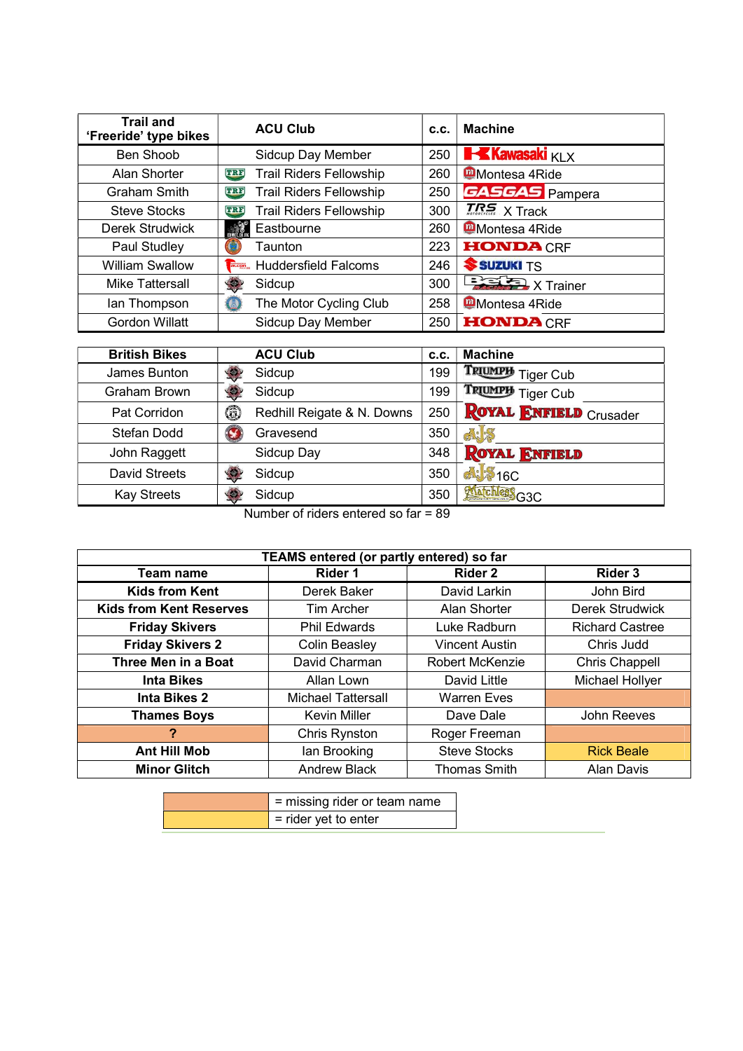| Trail and 'Freeride' type bikes | ACU Club | c.c. | Machine |
|---|---|---|---|
| Ben Shoob | Sidcup Day Member | 250 | Kawasaki KLX |
| Alan Shorter | Trail Riders Fellowship | 260 | Montesa 4Ride |
| Graham Smith | Trail Riders Fellowship | 250 | GASGAS Pampera |
| Steve Stocks | Trail Riders Fellowship | 300 | TRS X Track |
| Derek Strudwick | Eastbourne | 260 | Montesa 4Ride |
| Paul Studley | Taunton | 223 | HONDA CRF |
| William Swallow | Huddersfield Falcoms | 246 | SUZUKI TS |
| Mike Tattersall | Sidcup | 300 | Beta X Trainer |
| Ian Thompson | The Motor Cycling Club | 258 | Montesa 4Ride |
| Gordon Willatt | Sidcup Day Member | 250 | HONDA CRF |

| British Bikes | ACU Club | c.c. | Machine |
|---|---|---|---|
| James Bunton | Sidcup | 199 | TRIUMPH Tiger Cub |
| Graham Brown | Sidcup | 199 | TRIUMPH Tiger Cub |
| Pat Corridon | Redhill Reigate & N. Downs | 250 | ROYAL ENFIELD Crusader |
| Stefan Dodd | Gravesend | 350 | AJS |
| John Raggett | Sidcup Day | 348 | ROYAL ENFIELD |
| David Streets | Sidcup | 350 | AJS 16C |
| Kay Streets | Sidcup | 350 | Matchless G3C |

Number of riders entered so far = 89

| TEAMS entered (or partly entered) so far | | | |
|---|---|---|---|
| **Team name** | **Rider 1** | **Rider 2** | **Rider 3** |
| **Kids from Kent** | Derek Baker | David Larkin | John Bird |
| **Kids from Kent Reserves** | Tim Archer | Alan Shorter | Derek Strudwick |
| **Friday Skivers** | Phil Edwards | Luke Radburn | Richard Castree |
| **Friday Skivers 2** | Colin Beasley | Vincent Austin | Chris Judd |
| **Three Men in a Boat** | David Charman | Robert McKenzie | Chris Chappell |
| **Inta Bikes** | Allan Lown | David Little | Michael Hollyer |
| **Inta Bikes 2** | Michael Tattersall | Warren Eves | |
| **Thames Boys** | Kevin Miller | Dave Dale | John Reeves |
| **?** | Chris Rynston | Roger Freeman | |
| **Ant Hill Mob** | Ian Brooking | Steve Stocks | Rick Beale |
| **Minor Glitch** | Andrew Black | Thomas Smith | Alan Davis |

| | |
|---|---|
| (orange) | = missing rider or team name |
| (yellow) | = rider yet to enter |